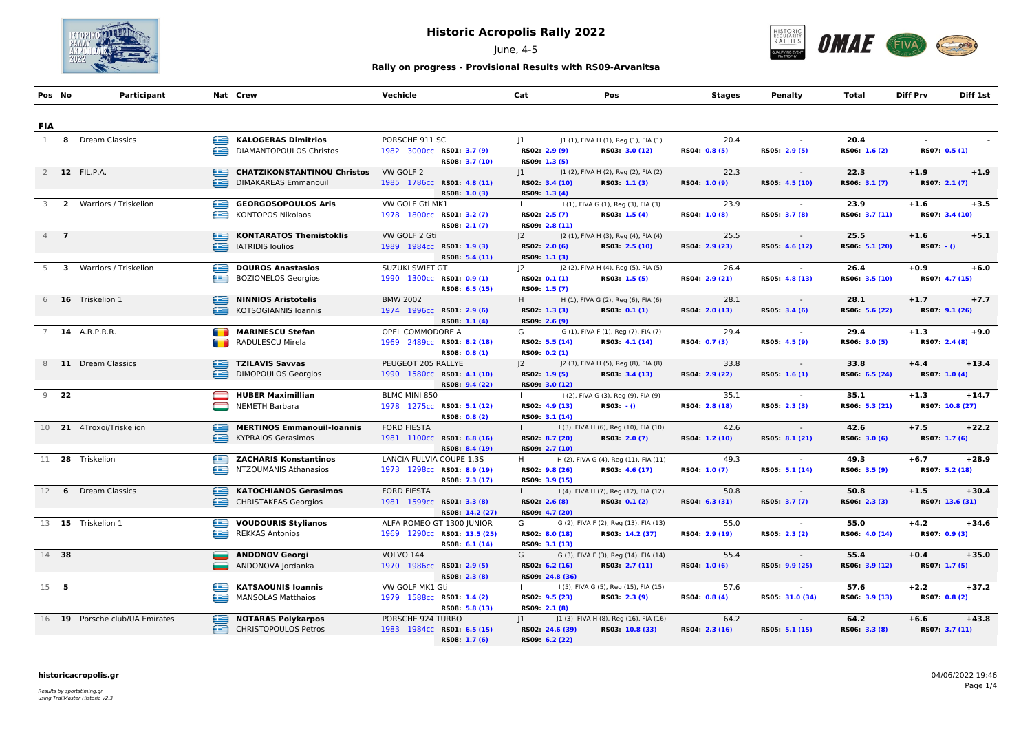# Historic Acropolis Rally 2022

June, 4-5

## Rally on progress - Provisional Results with RS09-Arvanitsa

| Pos | No | Participant | Nat | Crew | Vechicle | Cat | Pos | Stages | Penalty | Total | Diff Prv | Diff 1st |
|---|---|---|---|---|---|---|---|---|---|---|---|---|
| **FIA** | | | | | | | | | | | | |
| 1 | **8** | Dream Classics | GRE | **KALOGERAS Dimitrios** / DIAMANTOPOULOS Christos | PORSCHE 911 SC, 1982 3000cc | J1 | J1 (1), FIVA H (1), Reg (1), FIA (1) | 20.4 | - | **20.4** | - | - |
| | | | | RS01: 3.7 (9), RS02: 2.9 (9), RS03: 3.0 (12), RS04: 0.8 (5), RS05: 2.9 (5), RS06: 1.6 (2), RS07: 0.5 (1), RS08: 3.7 (10), RS09: 1.3 (5) | | | | | | | | |
| 2 | **12** | FIL.P.A. | GRE | **CHATZIKONSTANTINOU Christos** / DIMAKAREAS Emmanouil | VW GOLF 2, 1985 1786cc | J1 | J1 (2), FIVA H (2), Reg (2), FIA (2) | 22.3 | - | **22.3** | **+1.9** | **+1.9** |
| | | | | RS01: 4.8 (11), RS02: 3.4 (10), RS03: 1.1 (3), RS04: 1.0 (9), RS05: 4.5 (10), RS06: 3.1 (7), RS07: 2.1 (7), RS08: 1.0 (3), RS09: 1.3 (4) | | | | | | | | |
| 3 | **2** | Warriors / Triskelion | GRE | **GEORGOSOPOULOS Aris** / KONTOPOS Nikolaos | VW GOLF Gti MK1, 1978 1800cc | I | I (1), FIVA G (1), Reg (3), FIA (3) | 23.9 | - | **23.9** | **+1.6** | **+3.5** |
| | | | | RS01: 3.2 (7), RS02: 2.5 (7), RS03: 1.5 (4), RS04: 1.0 (8), RS05: 3.7 (8), RS06: 3.7 (11), RS07: 3.4 (10), RS08: 2.1 (7), RS09: 2.8 (11) | | | | | | | | |
| 4 | **7** | | GRE | **KONTARATOS Themistoklis** / IATRIDIS Ioulios | VW GOLF 2 Gti, 1989 1984cc | J2 | J2 (1), FIVA H (3), Reg (4), FIA (4) | 25.5 | - | **25.5** | **+1.6** | **+5.1** |
| | | | | RS01: 1.9 (3), RS02: 2.0 (6), RS03: 2.5 (10), RS04: 2.9 (23), RS05: 4.6 (12), RS06: 5.1 (20), RS07: - (), RS08: 5.4 (11), RS09: 1.1 (3) | | | | | | | | |
| 5 | **3** | Warriors / Triskelion | GRE | **DOUROS Anastasios** / BOZIONELOS Georgios | SUZUKI SWIFT GT, 1990 1300cc | J2 | J2 (2), FIVA H (4), Reg (5), FIA (5) | 26.4 | - | **26.4** | **+0.9** | **+6.0** |
| | | | | RS01: 0.9 (1), RS02: 0.1 (1), RS03: 1.5 (5), RS04: 2.9 (21), RS05: 4.8 (13), RS06: 3.5 (10), RS07: 4.7 (15), RS08: 6.5 (15), RS09: 1.5 (7) | | | | | | | | |
| 6 | **16** | Triskelion 1 | GRE | **NINNIOS Aristotelis** / KOTSOGIANNIS Ioannis | BMW 2002, 1974 1996cc | H | H (1), FIVA G (2), Reg (6), FIA (6) | 28.1 | - | **28.1** | **+1.7** | **+7.7** |
| | | | | RS01: 2.9 (6), RS02: 1.3 (3), RS03: 0.1 (1), RS04: 2.0 (13), RS05: 3.4 (6), RS06: 5.6 (22), RS07: 9.1 (26), RS08: 1.1 (4), RS09: 2.6 (9) | | | | | | | | |
| 7 | **14** | A.R.P.R.R. | ROU | **MARINESCU Stefan** / RADULESCU Mirela | OPEL COMMODORE A, 1969 2489cc | G | G (1), FIVA F (1), Reg (7), FIA (7) | 29.4 | - | **29.4** | **+1.3** | **+9.0** |
| | | | | RS01: 8.2 (18), RS02: 5.5 (14), RS03: 4.1 (14), RS04: 0.7 (3), RS05: 4.5 (9), RS06: 3.0 (5), RS07: 2.4 (8), RS08: 0.8 (1), RS09: 0.2 (1) | | | | | | | | |
| 8 | **11** | Dream Classics | GRE | **TZILAVIS Savvas** / DIMOPOULOS Georgios | PEUGEOT 205 RALLYE, 1990 1580cc | J2 | J2 (3), FIVA H (5), Reg (8), FIA (8) | 33.8 | - | **33.8** | **+4.4** | **+13.4** |
| | | | | RS01: 4.1 (10), RS02: 1.9 (5), RS03: 3.4 (13), RS04: 2.9 (22), RS05: 1.6 (1), RS06: 6.5 (24), RS07: 1.0 (4), RS08: 9.4 (22), RS09: 3.0 (12) | | | | | | | | |
| 9 | **22** | | AUT | **HUBER Maximillian** / NEMETH Barbara | BLMC MINI 850, 1978 1275cc | I | I (2), FIVA G (3), Reg (9), FIA (9) | 35.1 | - | **35.1** | **+1.3** | **+14.7** |
| | | | | RS01: 5.1 (12), RS02: 4.9 (13), RS03: - (), RS04: 2.8 (18), RS05: 2.3 (3), RS06: 5.3 (21), RS07: 10.8 (27), RS08: 0.8 (2), RS09: 3.1 (14) | | | | | | | | |
| 10 | **21** | 4Troxoi/Triskelion | GRE | **MERTINOS Emmanouil-Ioannis** / KYPRAIOS Gerasimos | FORD FIESTA, 1981 1100cc | I | I (3), FIVA H (6), Reg (10), FIA (10) | 42.6 | - | **42.6** | **+7.5** | **+22.2** |
| | | | | RS01: 6.8 (16), RS02: 8.7 (20), RS03: 2.0 (7), RS04: 1.2 (10), RS05: 8.1 (21), RS06: 3.0 (6), RS07: 1.7 (6), RS08: 8.4 (19), RS09: 2.7 (10) | | | | | | | | |
| 11 | **28** | Triskelion | GRE | **ZACHARIS Konstantinos** / NTZOUMANIS Athanasios | LANCIA FULVIA COUPE 1.3S, 1973 1298cc | H | H (2), FIVA G (4), Reg (11), FIA (11) | 49.3 | - | **49.3** | **+6.7** | **+28.9** |
| | | | | RS01: 8.9 (19), RS02: 9.8 (26), RS03: 4.6 (17), RS04: 1.0 (7), RS05: 5.1 (14), RS06: 3.5 (9), RS07: 5.2 (18), RS08: 7.3 (17), RS09: 3.9 (15) | | | | | | | | |
| 12 | **6** | Dream Classics | GRE | **KATOCHIANOS Gerasimos** / CHRISTAKEAS Georgios | FORD FIESTA, 1981 1599cc | I | I (4), FIVA H (7), Reg (12), FIA (12) | 50.8 | - | **50.8** | **+1.5** | **+30.4** |
| | | | | RS01: 3.3 (8), RS02: 2.6 (8), RS03: 0.1 (2), RS04: 6.3 (31), RS05: 3.7 (7), RS06: 2.3 (3), RS07: 13.6 (31), RS08: 14.2 (27), RS09: 4.7 (20) | | | | | | | | |
| 13 | **15** | Triskelion 1 | GRE | **VOUDOURIS Stylianos** / REKKAS Antonios | ALFA ROMEO GT 1300 JUNIOR, 1969 1290cc | G | G (2), FIVA F (2), Reg (13), FIA (13) | 55.0 | - | **55.0** | **+4.2** | **+34.6** |
| | | | | RS01: 13.5 (25), RS02: 8.0 (18), RS03: 14.2 (37), RS04: 2.9 (19), RS05: 2.3 (2), RS06: 4.0 (14), RS07: 0.9 (3), RS08: 6.1 (14), RS09: 3.1 (13) | | | | | | | | |
| 14 | **38** | | BUL | **ANDONOV Georgi** / ANDONOVA Jordanka | VOLVO 144, 1970 1986cc | G | G (3), FIVA F (3), Reg (14), FIA (14) | 55.4 | - | **55.4** | **+0.4** | **+35.0** |
| | | | | RS01: 2.9 (5), RS02: 6.2 (16), RS03: 2.7 (11), RS04: 1.0 (6), RS05: 9.9 (25), RS06: 3.9 (12), RS07: 1.7 (5), RS08: 2.3 (8), RS09: 24.8 (36) | | | | | | | | |
| 15 | **5** | | GRE | **KATSAOUNIS Ioannis** / MANSOLAS Matthaios | VW GOLF MK1 Gti, 1979 1588cc | I | I (5), FIVA G (5), Reg (15), FIA (15) | 57.6 | - | **57.6** | **+2.2** | **+37.2** |
| | | | | RS01: 1.4 (2), RS02: 9.5 (23), RS03: 2.3 (9), RS04: 0.8 (4), RS05: 31.0 (34), RS06: 3.9 (13), RS07: 0.8 (2), RS08: 5.8 (13), RS09: 2.1 (8) | | | | | | | | |
| 16 | **19** | Porsche club/UA Emirates | GRE | **NOTARAS Polykarpos** / CHRISTOPOULOS Petros | PORSCHE 924 TURBO, 1983 1984cc | J1 | J1 (3), FIVA H (8), Reg (16), FIA (16) | 64.2 | - | **64.2** | **+6.6** | **+43.8** |
| | | | | RS01: 6.5 (15), RS02: 24.6 (39), RS03: 10.8 (33), RS04: 2.3 (16), RS05: 5.1 (15), RS06: 3.3 (8), RS07: 3.7 (11), RS08: 1.7 (6), RS09: 6.2 (22) | | | | | | | | |

historicacropolis.gr

*Results by sportstiming.gr*
*using TrailMaster Historic v2.3*

04/06/2022 19:46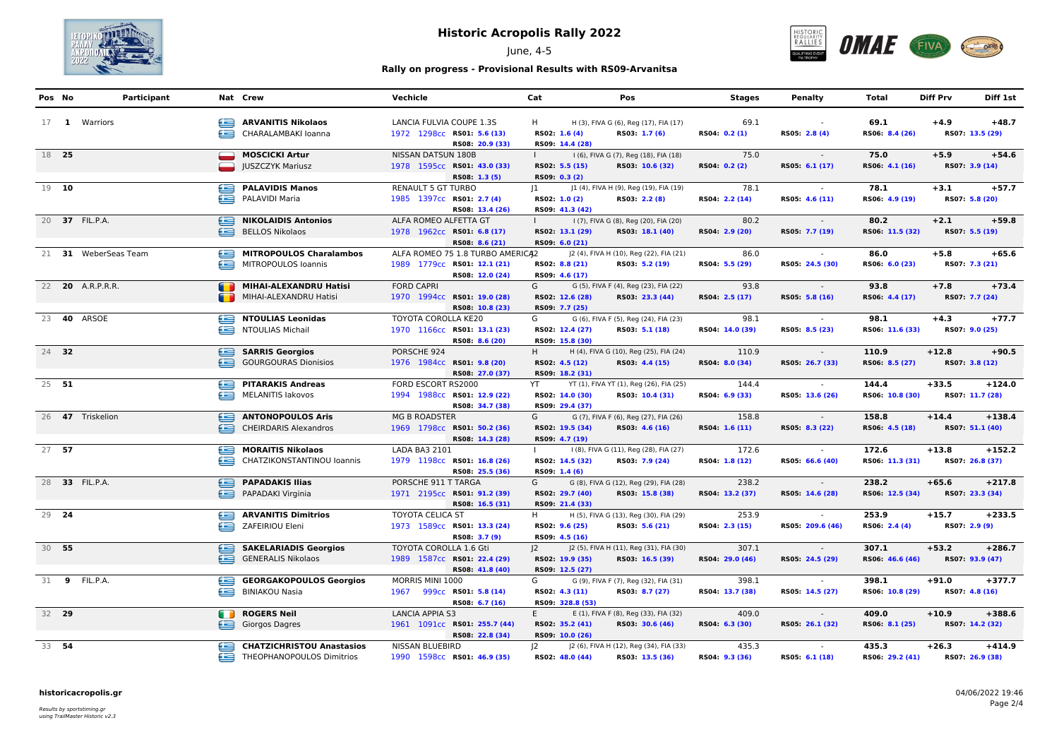# Historic Acropolis Rally 2022

June, 4-5

### Rally on progress - Provisional Results with RS09-Arvanitsa

| Pos | No | Participant | Nat | Crew | Vechicle | Cat | Pos | Stages | Penalty | Total | Diff Prv | Diff 1st |
|---|---|---|---|---|---|---|---|---|---|---|---|---|
| 17 | **1** | Warriors | | **ARVANITIS Nikolaos** / CHARALAMBAKI Ioanna | LANCIA FULVIA COUPE 1.3S / 1972 1298cc RS01: 5.6 (13) / RS08: 20.9 (33) | H / RS02: 1.6 (4) / RS09: 14.4 (28) | H (3), FIVA G (6), Reg (17), FIA (17) / RS03: 1.7 (6) | 69.1 / RS04: 0.2 (1) | - / RS05: 2.8 (4) | **69.1** / RS06: 8.4 (26) | **+4.9** / RS07: 13.5 (29) | **+48.7** |
| 18 | **25** | | | **MOSCICKI Artur** / JUSZCZYK Mariusz | NISSAN DATSUN 180B / 1978 1595cc RS01: 43.0 (33) / RS08: 1.3 (5) | I / RS02: 5.5 (15) / RS09: 0.3 (2) | I (6), FIVA G (7), Reg (18), FIA (18) / RS03: 10.6 (32) | 75.0 / RS04: 0.2 (2) | - / RS05: 6.1 (17) | **75.0** / RS06: 4.1 (16) | **+5.9** / RS07: 3.9 (14) | **+54.6** |
| 19 | **10** | | | **PALAVIDIS Manos** / PALAVIDI Maria | RENAULT 5 GT TURBO / 1985 1397cc RS01: 2.7 (4) / RS08: 13.4 (26) | J1 / RS02: 1.0 (2) / RS09: 41.3 (42) | J1 (4), FIVA H (9), Reg (19), FIA (19) / RS03: 2.2 (8) | 78.1 / RS04: 2.2 (14) | - / RS05: 4.6 (11) | **78.1** / RS06: 4.9 (19) | **+3.1** / RS07: 5.8 (20) | **+57.7** |
| 20 | **37** | FIL.P.A. | | **NIKOLAIDIS Antonios** / BELLOS Nikolaos | ALFA ROMEO ALFETTA GT / 1978 1962cc RS01: 6.8 (17) / RS08: 8.6 (21) | I / RS02: 13.1 (29) / RS09: 6.0 (21) | I (7), FIVA G (8), Reg (20), FIA (20) / RS03: 18.1 (40) | 80.2 / RS04: 2.9 (20) | - / RS05: 7.7 (19) | **80.2** / RS06: 11.5 (32) | **+2.1** / RS07: 5.5 (19) | **+59.8** |
| 21 | **31** | WeberSeas Team | | **MITROPOULOS Charalambos** / MITROPOULOS Ioannis | ALFA ROMEO 75 1.8 TURBO AMERICA / 1989 1779cc RS01: 12.1 (21) / RS08: 12.0 (24) | J2 / RS02: 8.8 (21) / RS09: 4.6 (17) | J2 (4), FIVA H (10), Reg (22), FIA (21) / RS03: 5.2 (19) | 86.0 / RS04: 5.5 (29) | - / RS05: 24.5 (30) | **86.0** / RS06: 6.0 (23) | **+5.8** / RS07: 7.3 (21) | **+65.6** |
| 22 | **20** | A.R.P.R.R. | | **MIHAI-ALEXANDRU Hatisi** / MIHAI-ALEXANDRU Hatisi | FORD CAPRI / 1970 1994cc RS01: 19.0 (28) / RS08: 10.8 (23) | G / RS02: 12.6 (28) / RS09: 7.7 (25) | G (5), FIVA F (4), Reg (23), FIA (22) / RS03: 23.3 (44) | 93.8 / RS04: 2.5 (17) | - / RS05: 5.8 (16) | **93.8** / RS06: 4.4 (17) | **+7.8** / RS07: 7.7 (24) | **+73.4** |
| 23 | **40** | ARSOE | | **NTOULIAS Leonidas** / NTOULIAS Michail | TOYOTA COROLLA KE20 / 1970 1166cc RS01: 13.1 (23) / RS08: 8.6 (20) | G / RS02: 12.4 (27) / RS09: 15.8 (30) | G (6), FIVA F (5), Reg (24), FIA (23) / RS03: 5.1 (18) | 98.1 / RS04: 14.0 (39) | - / RS05: 8.5 (23) | **98.1** / RS06: 11.6 (33) | **+4.3** / RS07: 9.0 (25) | **+77.7** |
| 24 | **32** | | | **SARRIS Georgios** / GOURGOURAS Dionisios | PORSCHE 924 / 1976 1984cc RS01: 9.8 (20) / RS08: 27.0 (37) | H / RS02: 4.5 (12) / RS09: 18.2 (31) | H (4), FIVA G (10), Reg (25), FIA (24) / RS03: 4.4 (15) | 110.9 / RS04: 8.0 (34) | - / RS05: 26.7 (33) | **110.9** / RS06: 8.5 (27) | **+12.8** / RS07: 3.8 (12) | **+90.5** |
| 25 | **51** | | | **PITARAKIS Andreas** / MELANITIS Iakovos | FORD ESCORT RS2000 / 1994 1988cc RS01: 12.9 (22) / RS08: 34.7 (38) | YT / RS02: 14.0 (30) / RS09: 29.4 (37) | YT (1), FIVA YT (1), Reg (26), FIA (25) / RS03: 10.4 (31) | 144.4 / RS04: 6.9 (33) | - / RS05: 13.6 (26) | **144.4** / RS06: 10.8 (30) | **+33.5** / RS07: 11.7 (28) | **+124.0** |
| 26 | **47** | Triskelion | | **ANTONOPOULOS Aris** / CHEIRDARIS Alexandros | MG B ROADSTER / 1969 1798cc RS01: 50.2 (36) / RS08: 14.3 (28) | G / RS02: 19.5 (34) / RS09: 4.7 (19) | G (7), FIVA F (6), Reg (27), FIA (26) / RS03: 4.6 (16) | 158.8 / RS04: 1.6 (11) | - / RS05: 8.3 (22) | **158.8** / RS06: 4.5 (18) | **+14.4** / RS07: 51.1 (40) | **+138.4** |
| 27 | **57** | | | **MORAITIS Nikolaos** / CHATZIKONSTANTINOU Ioannis | LADA BA3 2101 / 1979 1198cc RS01: 16.8 (26) / RS08: 25.5 (36) | I / RS02: 14.5 (32) / RS09: 1.4 (6) | I (8), FIVA G (11), Reg (28), FIA (27) / RS03: 7.9 (24) | 172.6 / RS04: 1.8 (12) | - / RS05: 66.6 (40) | **172.6** / RS06: 11.3 (31) | **+13.8** / RS07: 26.8 (37) | **+152.2** |
| 28 | **33** | FIL.P.A. | | **PAPADAKIS Ilias** / PAPADAKI Virginia | PORSCHE 911 T TARGA / 1971 2195cc RS01: 91.2 (39) / RS08: 16.5 (31) | G / RS02: 29.7 (40) / RS09: 21.4 (33) | G (8), FIVA G (12), Reg (29), FIA (28) / RS03: 15.8 (38) | 238.2 / RS04: 13.2 (37) | - / RS05: 14.6 (28) | **238.2** / RS06: 12.5 (34) | **+65.6** / RS07: 23.3 (34) | **+217.8** |
| 29 | **24** | | | **ARVANITIS Dimitrios** / ZAFEIRIOU Eleni | TOYOTA CELICA ST / 1973 1589cc RS01: 13.3 (24) / RS08: 3.7 (9) | H / RS02: 9.6 (25) / RS09: 4.5 (16) | H (5), FIVA G (13), Reg (30), FIA (29) / RS03: 5.6 (21) | 253.9 / RS04: 2.3 (15) | - / RS05: 209.6 (46) | **253.9** / RS06: 2.4 (4) | **+15.7** / RS07: 2.9 (9) | **+233.5** |
| 30 | **55** | | | **SAKELARIADIS Georgios** / GENERALIS Nikolaos | TOYOTA COROLLA 1.6 Gti / 1989 1587cc RS01: 22.4 (29) / RS08: 41.8 (40) | J2 / RS02: 19.9 (35) / RS09: 12.5 (27) | J2 (5), FIVA H (11), Reg (31), FIA (30) / RS03: 16.5 (39) | 307.1 / RS04: 29.0 (46) | - / RS05: 24.5 (29) | **307.1** / RS06: 46.6 (46) | **+53.2** / RS07: 93.9 (47) | **+286.7** |
| 31 | **9** | FIL.P.A. | | **GEORGAKOPOULOS Georgios** / BINIAKOU Nasia | MORRIS MINI 1000 / 1967 999cc RS01: 5.8 (14) / RS08: 6.7 (16) | G / RS02: 4.3 (11) / RS09: 328.8 (53) | G (9), FIVA F (7), Reg (32), FIA (31) / RS03: 8.7 (27) | 398.1 / RS04: 13.7 (38) | - / RS05: 14.5 (27) | **398.1** / RS06: 10.8 (29) | **+91.0** / RS07: 4.8 (16) | **+377.7** |
| 32 | **29** | | | **ROGERS Neil** / Giorgos Dagres | LANCIA APPIA S3 / 1961 1091cc RS01: 255.7 (44) / RS08: 22.8 (34) | E / RS02: 35.2 (41) / RS09: 10.0 (26) | E (1), FIVA F (8), Reg (33), FIA (32) / RS03: 30.6 (46) | 409.0 / RS04: 6.3 (30) | - / RS05: 26.1 (32) | **409.0** / RS06: 8.1 (25) | **+10.9** / RS07: 14.2 (32) | **+388.6** |
| 33 | **54** | | | **CHATZICHRISTOU Anastasios** / THEOPHANOPOULOS Dimitrios | NISSAN BLUEBIRD / 1990 1598cc RS01: 46.9 (35) | J2 / RS02: 48.0 (44) | J2 (6), FIVA H (12), Reg (34), FIA (33) / RS03: 13.5 (36) | 435.3 / RS04: 9.3 (36) | - / RS05: 6.1 (18) | **435.3** / RS06: 29.2 (41) | **+26.3** / RS07: 26.9 (38) | **+414.9** |

historicacropolis.gr

*Results by sportstiming.gr*
*using TrailMaster Historic v2.3*

04/06/2022 19:46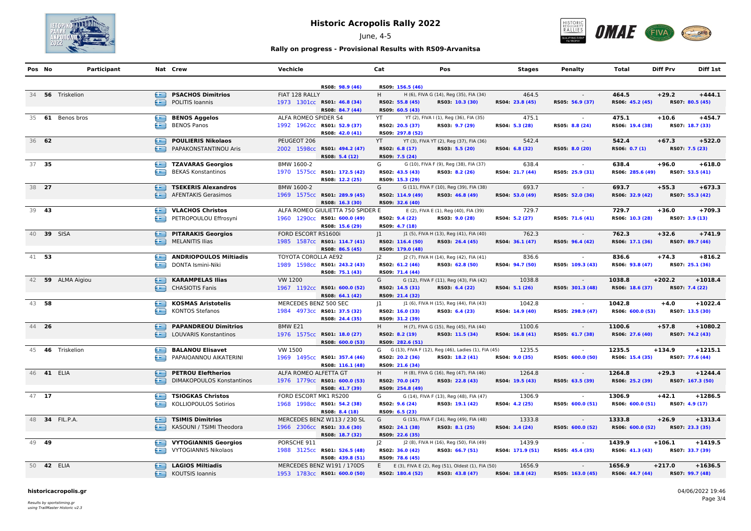# Historic Acropolis Rally 2022

June, 4-5

## Rally on progress - Provisional Results with RS09-Arvanitsa

| Pos | No | Participant | Nat | Crew | Vechicle | Cat | Pos | Stages | Penalty | Total | Diff Prv | Diff 1st |
|---|---|---|---|---|---|---|---|---|---|---|---|---|
| | | | | | RS08: 98.9 (46) | RS09: 156.5 (46) | | | | | | |
| 34 | 56 | Triskelion | GR | **PSACHOS Dimitrios** / POLITIS Ioannis | FIAT 128 RALLY, 1973 1301cc | H | H (6), FIVA G (14), Reg (35), FIA (34) | 464.5 | - | 464.5 | +29.2 | +444.1 |
| | | | | | RS01: 46.8 (34), RS08: 84.7 (44) | RS02: 55.8 (45), RS09: 60.5 (43) | RS03: 10.3 (30) | RS04: 23.8 (45) | RS05: 56.9 (37) | RS06: 45.2 (45) | | RS07: 80.5 (45) |
| 35 | 61 | Benos bros | GR | **BENOS Aggelos** / BENOS Panos | ALFA ROMEO SPIDER S4, 1992 1962cc | YT | YT (2), FIVA I (1), Reg (36), FIA (35) | 475.1 | - | 475.1 | +10.6 | +454.7 |
| | | | | | RS01: 52.9 (37), RS08: 42.0 (41) | RS02: 20.5 (37), RS09: 297.8 (52) | RS03: 9.7 (29) | RS04: 5.3 (28) | RS05: 8.8 (24) | RS06: 19.4 (38) | | RS07: 18.7 (33) |
| 36 | 62 | | GR | **POULIERIS Nikolaos** / PAPAKONSTANTINOU Aris | PEUGEOT 206, 2002 1598cc | YT | YT (3), FIVA YT (2), Reg (37), FIA (36) | 542.4 | - | 542.4 | +67.3 | +522.0 |
| | | | | | RS01: 494.2 (47), RS08: 5.4 (12) | RS02: 6.8 (17), RS09: 7.5 (24) | RS03: 5.5 (20) | RS04: 6.8 (32) | RS05: 8.0 (20) | RS06: 0.7 (1) | | RS07: 7.5 (23) |
| 37 | 35 | | GR | **TZAVARAS Georgios** / BEKAS Konstantinos | BMW 1600-2, 1970 1575cc | G | G (10), FIVA F (9), Reg (38), FIA (37) | 638.4 | - | 638.4 | +96.0 | +618.0 |
| | | | | | RS01: 172.5 (42), RS08: 12.2 (25) | RS02: 43.5 (43), RS09: 15.3 (29) | RS03: 8.2 (26) | RS04: 21.7 (44) | RS05: 25.9 (31) | RS06: 285.6 (49) | | RS07: 53.5 (41) |
| 38 | 27 | | GR | **TSEKERIS Alexandros** / AFENTAKIS Gerasimos | BMW 1600-2, 1969 1575cc | G | G (11), FIVA F (10), Reg (39), FIA (38) | 693.7 | - | 693.7 | +55.3 | +673.3 |
| | | | | | RS01: 289.9 (45), RS08: 16.3 (30) | RS02: 114.9 (49), RS09: 32.6 (40) | RS03: 46.8 (49) | RS04: 53.0 (49) | RS05: 52.0 (36) | RS06: 32.9 (42) | | RS07: 55.3 (42) |
| 39 | 43 | | GR | **VLACHOS Christos** / PETROPOULOU Effrosyni | ALFA ROMEO GIULIETTA 750 SPIDER, 1960 1290cc | E | E (2), FIVA E (1), Reg (40), FIA (39) | 729.7 | - | 729.7 | +36.0 | +709.3 |
| | | | | | RS01: 600.0 (49), RS08: 15.6 (29) | RS02: 9.4 (22), RS09: 4.7 (18) | RS03: 9.0 (28) | RS04: 5.2 (27) | RS05: 71.6 (41) | RS06: 10.3 (28) | | RS07: 3.9 (13) |
| 40 | 39 | SISA | GR | **PITARAKIS Georgios** / MELANITIS Ilias | FORD ESCORT RS1600i, 1985 1587cc | J1 | J1 (5), FIVA H (13), Reg (41), FIA (40) | 762.3 | - | 762.3 | +32.6 | +741.9 |
| | | | | | RS01: 114.7 (41), RS08: 86.5 (45) | RS02: 116.4 (50), RS09: 179.0 (48) | RS03: 26.4 (45) | RS04: 36.1 (47) | RS05: 96.4 (42) | RS06: 17.1 (36) | | RS07: 89.7 (46) |
| 41 | 53 | | GR | **ANDRIOPOULOS Miltiadis** / DONTA Ismini-Niki | TOYOTA COROLLA AE92, 1989 1598cc | J2 | J2 (7), FIVA H (14), Reg (42), FIA (41) | 836.6 | - | 836.6 | +74.3 | +816.2 |
| | | | | | RS01: 243.2 (43), RS08: 75.1 (43) | RS02: 61.2 (46), RS09: 71.4 (44) | RS03: 62.8 (50) | RS04: 94.7 (50) | RS05: 109.3 (43) | RS06: 93.8 (47) | | RS07: 25.1 (36) |
| 42 | 59 | ALMA Aigiou | GR | **KARAMPELAS Ilias** / CHASIOTIS Fanis | VW 1200, 1967 1192cc | G | G (12), FIVA F (11), Reg (43), FIA (42) | 1038.8 | - | 1038.8 | +202.2 | +1018.4 |
| | | | | | RS01: 600.0 (52), RS08: 64.1 (42) | RS02: 14.5 (31), RS09: 21.4 (32) | RS03: 6.4 (22) | RS04: 5.1 (26) | RS05: 301.3 (48) | RS06: 18.6 (37) | | RS07: 7.4 (22) |
| 43 | 58 | | GR | **KOSMAS Aristotelis** / KONTOS Stefanos | MERCEDES BENZ 500 SEC, 1984 4973cc | J1 | J1 (6), FIVA H (15), Reg (44), FIA (43) | 1042.8 | - | 1042.8 | +4.0 | +1022.4 |
| | | | | | RS01: 37.5 (32), RS08: 24.4 (35) | RS02: 16.0 (33), RS09: 31.2 (39) | RS03: 6.4 (23) | RS04: 14.9 (40) | RS05: 298.9 (47) | RS06: 600.0 (53) | | RS07: 13.5 (30) |
| 44 | 26 | | GR | **PAPANDREOU Dimitrios** / LOUVARIS Konstantinos | BMW E21, 1976 1575cc | H | H (7), FIVA G (15), Reg (45), FIA (44) | 1100.6 | - | 1100.6 | +57.8 | +1080.2 |
| | | | | | RS01: 18.0 (27), RS08: 600.0 (53) | RS02: 8.2 (19), RS09: 282.6 (51) | RS03: 11.5 (34) | RS04: 16.8 (41) | RS05: 61.7 (38) | RS06: 27.6 (40) | | RS07: 74.2 (43) |
| 45 | 46 | Triskelion | GR | **BALANOU Elisavet** / PAPAIOANNOU AIKATERINI | VW 1500, 1969 1495cc | G | G (13), FIVA F (12), Reg (46), Ladies (1), FIA (45) | 1235.5 | - | 1235.5 | +134.9 | +1215.1 |
| | | | | | RS01: 357.4 (46), RS08: 116.1 (48) | RS02: 20.2 (36), RS09: 21.6 (34) | RS03: 18.2 (41) | RS04: 9.0 (35) | RS05: 600.0 (50) | RS06: 15.4 (35) | | RS07: 77.6 (44) |
| 46 | 41 | ELIA | GR | **PETROU Eleftherios** / DIMAKOPOULOS Konstantinos | ALFA ROMEO ALFETTA GT, 1976 1779cc | H | H (8), FIVA G (16), Reg (47), FIA (46) | 1264.8 | - | 1264.8 | +29.3 | +1244.4 |
| | | | | | RS01: 600.0 (53), RS08: 41.7 (39) | RS02: 70.0 (47), RS09: 254.8 (49) | RS03: 22.8 (43) | RS04: 19.5 (43) | RS05: 63.5 (39) | RS06: 25.2 (39) | | RS07: 167.3 (50) |
| 47 | 17 | | GR | **TSIOGKAS Christos** / KOLLIOPOULOS Sotirios | FORD ESCORT MK1 RS200, 1968 1998cc | G | G (14), FIVA F (13), Reg (48), FIA (47) | 1306.9 | - | 1306.9 | +42.1 | +1286.5 |
| | | | | | RS01: 54.2 (38), RS08: 8.4 (18) | RS02: 9.6 (24), RS09: 6.5 (23) | RS03: 19.1 (42) | RS04: 4.2 (25) | RS05: 600.0 (51) | RS06: 600.0 (51) | | RS07: 4.9 (17) |
| 48 | 34 | FIL.P.A. | GR | **TSIMIS Dimitrios** / KASOUNI / TSIMI Theodora | MERCEDES BENZ W113 / 230 SL, 1966 2306cc | G | G (15), FIVA F (14), Reg (49), FIA (48) | 1333.8 | - | 1333.8 | +26.9 | +1313.4 |
| | | | | | RS01: 33.6 (30), RS08: 18.7 (32) | RS02: 24.1 (38), RS09: 22.6 (35) | RS03: 8.1 (25) | RS04: 3.4 (24) | RS05: 600.0 (52) | RS06: 600.0 (52) | | RS07: 23.3 (35) |
| 49 | 49 | | GR | **VYTOGIANNIS Georgios** / VYTOGIANNIS Nikolaos | PORSCHE 911, 1988 3125cc | J2 | J2 (8), FIVA H (16), Reg (50), FIA (49) | 1439.9 | - | 1439.9 | +106.1 | +1419.5 |
| | | | | | RS01: 526.5 (48), RS08: 439.8 (51) | RS02: 36.0 (42), RS09: 78.6 (45) | RS03: 66.7 (51) | RS04: 171.9 (51) | RS05: 45.4 (35) | RS06: 41.3 (43) | | RS07: 33.7 (39) |
| 50 | 42 | ELIA | GR | **LAGIOS Miltiadis** / KOUTSIS Ioannis | MERCEDES BENZ W191 / 170DS, 1953 1783cc | E | E (3), FIVA E (2), Reg (51), Oldest (1), FIA (50) | 1656.9 | - | 1656.9 | +217.0 | +1636.5 |
| | | | | | RS01: 600.0 (50) | RS02: 180.4 (52) | RS03: 43.8 (47) | RS04: 18.8 (42) | RS05: 163.0 (45) | RS06: 44.7 (44) | | RS07: 99.7 (48) |

historicacropolis.gr

*Results by sportstiming.gr*
*using TrailMaster Historic v2.3*

04/06/2022 19:46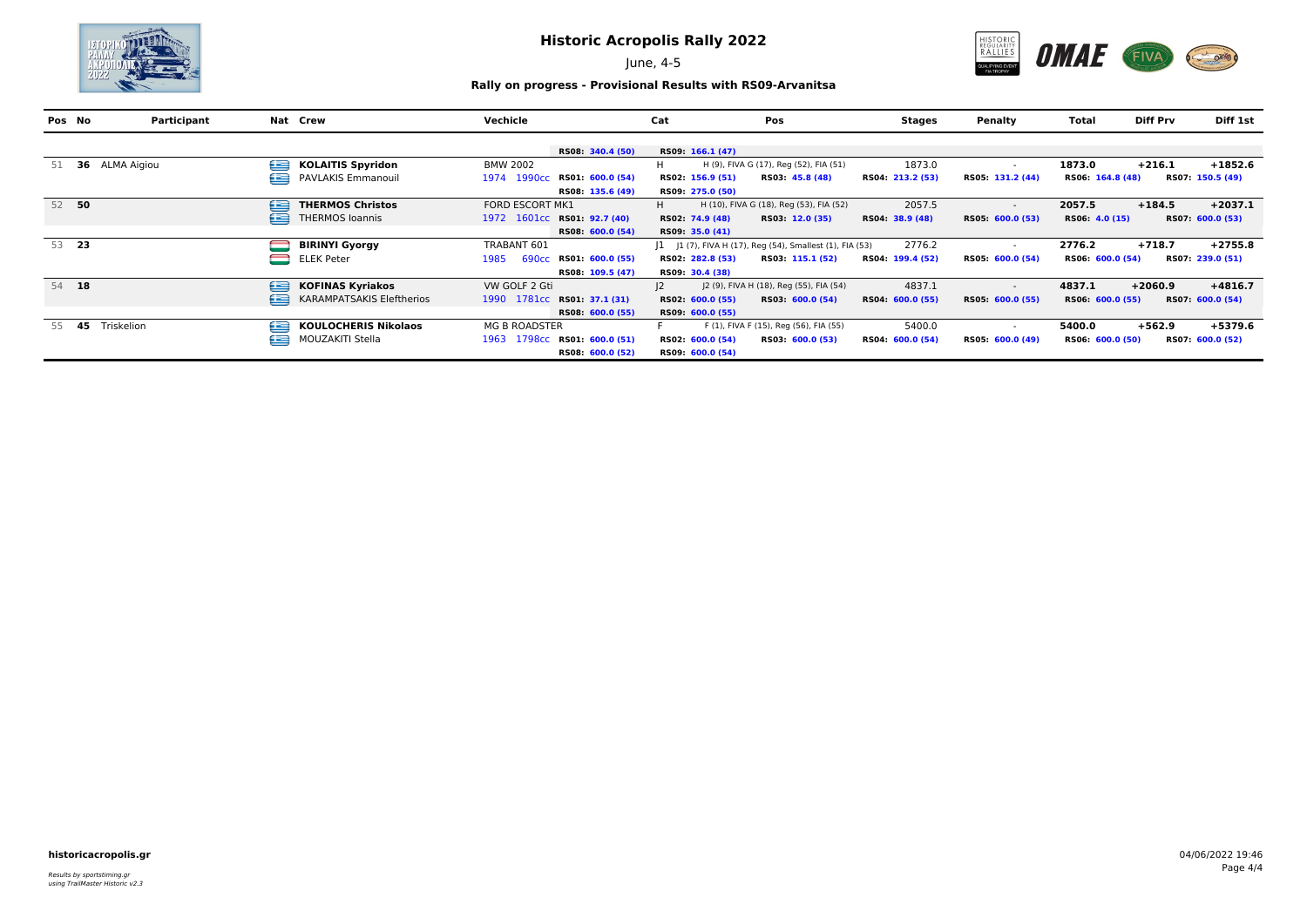# Historic Acropolis Rally 2022

June, 4-5

## Rally on progress - Provisional Results with RS09-Arvanitsa

| Pos | No | Participant | Nat | Crew | Vechicle | Cat | Pos | Stages | Penalty | Total | Diff Prv | Diff 1st |
|---|---|---|---|---|---|---|---|---|---|---|---|---|
| | | | | | RS08: 340.4 (50) | RS09: 166.1 (47) | | | | | | |
| 51 | 36 | ALMA Aigiou | | **KOLAITIS Spyridon** / PAVLAKIS Emmanouil | BMW 2002 / 1974 1990cc | H | H (9), FIVA G (17), Reg (52), FIA (51) | 1873.0 | - | 1873.0 | +216.1 | +1852.6 |
| | | | | | RS01: 600.0 (54) | RS02: 156.9 (51) | RS03: 45.8 (48) | RS04: 213.2 (53) | RS05: 131.2 (44) | RS06: 164.8 (48) | | RS07: 150.5 (49) |
| | | | | | RS08: 135.6 (49) | RS09: 275.0 (50) | | | | | | |
| 52 | 50 | | | **THERMOS Christos** / THERMOS Ioannis | FORD ESCORT MK1 / 1972 1601cc | H | H (10), FIVA G (18), Reg (53), FIA (52) | 2057.5 | - | 2057.5 | +184.5 | +2037.1 |
| | | | | | RS01: 92.7 (40) | RS02: 74.9 (48) | RS03: 12.0 (35) | RS04: 38.9 (48) | RS05: 600.0 (53) | RS06: 4.0 (15) | | RS07: 600.0 (53) |
| | | | | | RS08: 600.0 (54) | RS09: 35.0 (41) | | | | | | |
| 53 | 23 | | | **BIRINYI Gyorgy** / ELEK Peter | TRABANT 601 / 1985 690cc | J1 | J1 (7), FIVA H (17), Reg (54), Smallest (1), FIA (53) | 2776.2 | - | 2776.2 | +718.7 | +2755.8 |
| | | | | | RS01: 600.0 (55) | RS02: 282.8 (53) | RS03: 115.1 (52) | RS04: 199.4 (52) | RS05: 600.0 (54) | RS06: 600.0 (54) | | RS07: 239.0 (51) |
| | | | | | RS08: 109.5 (47) | RS09: 30.4 (38) | | | | | | |
| 54 | 18 | | | **KOFINAS Kyriakos** / KARAMPATSAKIS Eleftherios | VW GOLF 2 Gti / 1990 1781cc | J2 | J2 (9), FIVA H (18), Reg (55), FIA (54) | 4837.1 | - | 4837.1 | +2060.9 | +4816.7 |
| | | | | | RS01: 37.1 (31) | RS02: 600.0 (55) | RS03: 600.0 (54) | RS04: 600.0 (55) | RS05: 600.0 (55) | RS06: 600.0 (55) | | RS07: 600.0 (54) |
| | | | | | RS08: 600.0 (55) | RS09: 600.0 (55) | | | | | | |
| 55 | 45 | Triskelion | | **KOULOCHERIS Nikolaos** / MOUZAKITI Stella | MG B ROADSTER / 1963 1798cc | F | F (1), FIVA F (15), Reg (56), FIA (55) | 5400.0 | - | 5400.0 | +562.9 | +5379.6 |
| | | | | | RS01: 600.0 (51) | RS02: 600.0 (54) | RS03: 600.0 (53) | RS04: 600.0 (54) | RS05: 600.0 (49) | RS06: 600.0 (50) | | RS07: 600.0 (52) |
| | | | | | RS08: 600.0 (52) | RS09: 600.0 (54) | | | | | | |

historicacropolis.gr

*Results by sportstiming.gr*
*using TrailMaster Historic v2.3*

04/06/2022 19:46